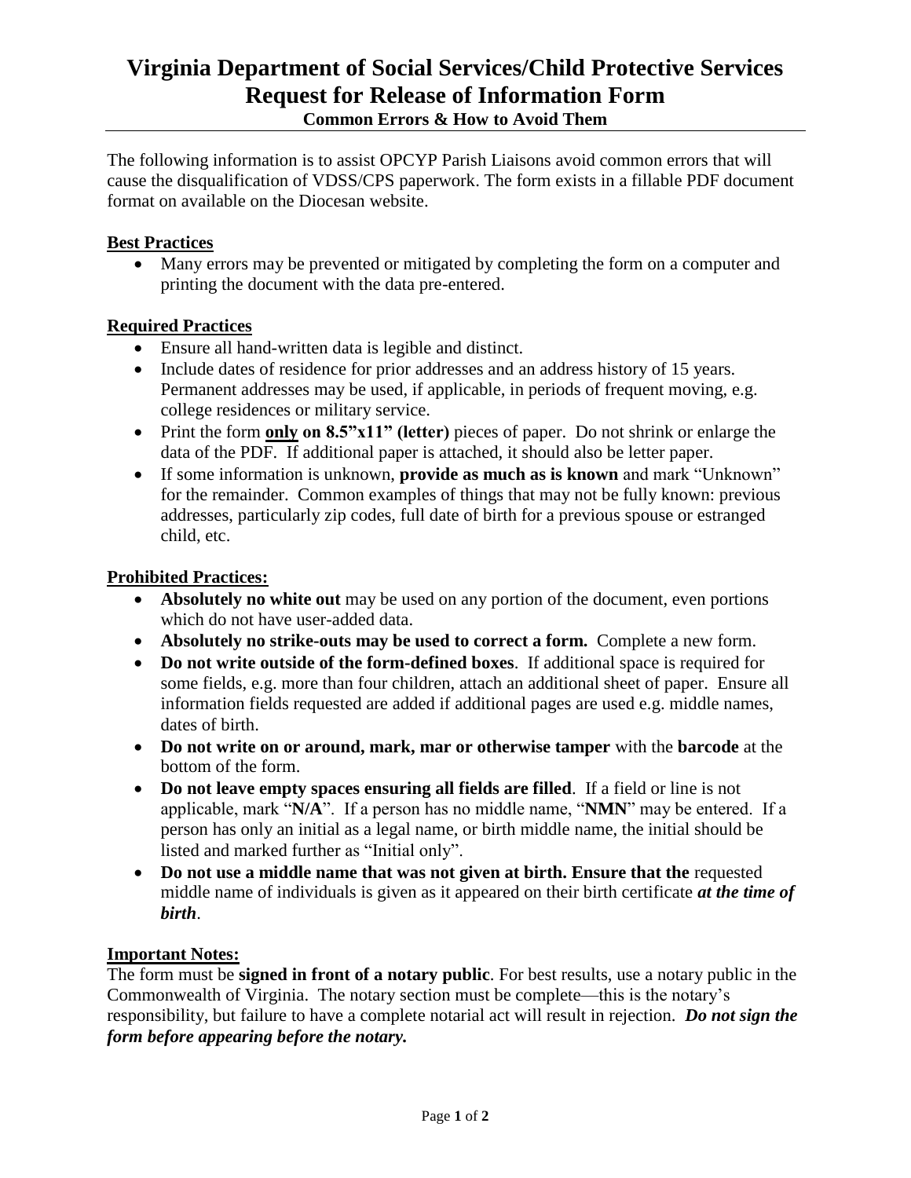# Virginia Department of Social Services/Child Protective Services Request for Release of Information Form

**Common Errors & How to Avoid Them**

The following information is to assist OPCYP Parish Liaisons avoid common errors that will cause the disqualification of VDSS/CPS paperwork. The form exists in a fillable PDF document format on available on the Diocesan website.

## Best Practices

- Many errors may be prevented or mitigated by completing the form on a computer and printing the document with the data pre-entered.

## Required Practices

- Ensure all hand-written data is legible and distinct.
- Include dates of residence for prior addresses and an address history of 15 years. Permanent addresses may be used, if applicable, in periods of frequent moving, e.g. college residences or military service.
- Print the form **only on 8.5"x11" (letter)** pieces of paper. Do not shrink or enlarge the data of the PDF. If additional paper is attached, it should also be letter paper.
- If some information is unknown, **provide as much as is known** and mark "Unknown" for the remainder. Common examples of things that may not be fully known: previous addresses, particularly zip codes, full date of birth for a previous spouse or estranged child, etc.

## Prohibited Practices:

- **Absolutely no white out** may be used on any portion of the document, even portions which do not have user-added data.
- **Absolutely no strike-outs may be used to correct a form.** Complete a new form.
- **Do not write outside of the form-defined boxes**. If additional space is required for some fields, e.g. more than four children, attach an additional sheet of paper. Ensure all information fields requested are added if additional pages are used e.g. middle names, dates of birth.
- **Do not write on or around, mark, mar or otherwise tamper** with the **barcode** at the bottom of the form.
- **Do not leave empty spaces ensuring all fields are filled**. If a field or line is not applicable, mark "**N/A**". If a person has no middle name, "**NMN**" may be entered. If a person has only an initial as a legal name, or birth middle name, the initial should be listed and marked further as "Initial only".
- **Do not use a middle name that was not given at birth. Ensure that the** requested middle name of individuals is given as it appeared on their birth certificate ***at the time of birth***.

## Important Notes:

The form must be **signed in front of a notary public**. For best results, use a notary public in the Commonwealth of Virginia. The notary section must be complete—this is the notary's responsibility, but failure to have a complete notarial act will result in rejection. ***Do not sign the form before appearing before the notary.***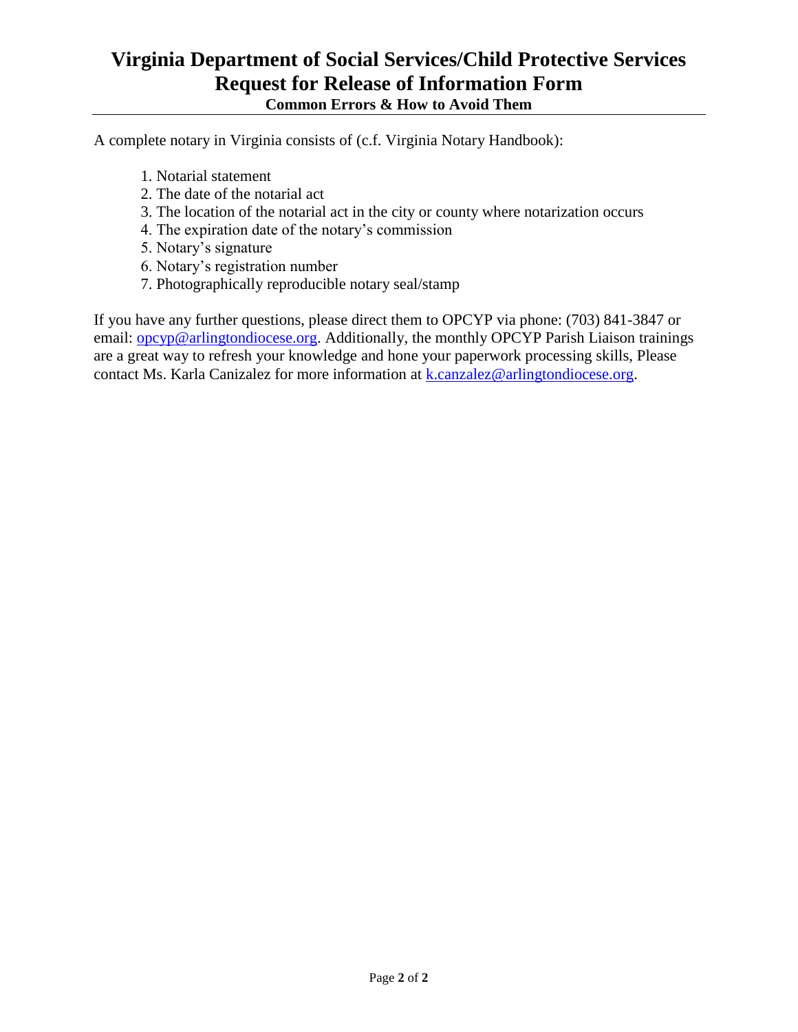# Virginia Department of Social Services/Child Protective Services Request for Release of Information Form

**Common Errors & How to Avoid Them**

A complete notary in Virginia consists of (c.f. Virginia Notary Handbook):

1. Notarial statement
2. The date of the notarial act
3. The location of the notarial act in the city or county where notarization occurs
4. The expiration date of the notary's commission
5. Notary's signature
6. Notary's registration number
7. Photographically reproducible notary seal/stamp

If you have any further questions, please direct them to OPCYP via phone: (703) 841-3847 or email: opcyp@arlingtondiocese.org. Additionally, the monthly OPCYP Parish Liaison trainings are a great way to refresh your knowledge and hone your paperwork processing skills, Please contact Ms. Karla Canizalez for more information at k.canzalez@arlingtondiocese.org.